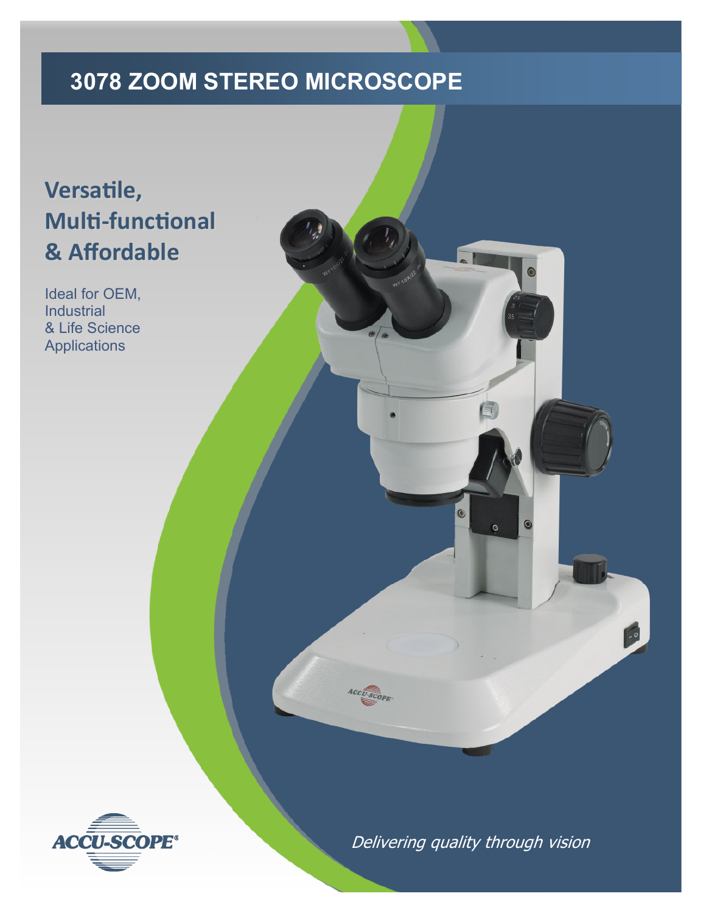# 3078 ZOOM STEREO MICROSCOPE

## Versatile, Multi-functional & Affordable

Ideal for OEM, Industrial & Life Science Applications

ACCU-SCOPE®

*Delivering quality through vision*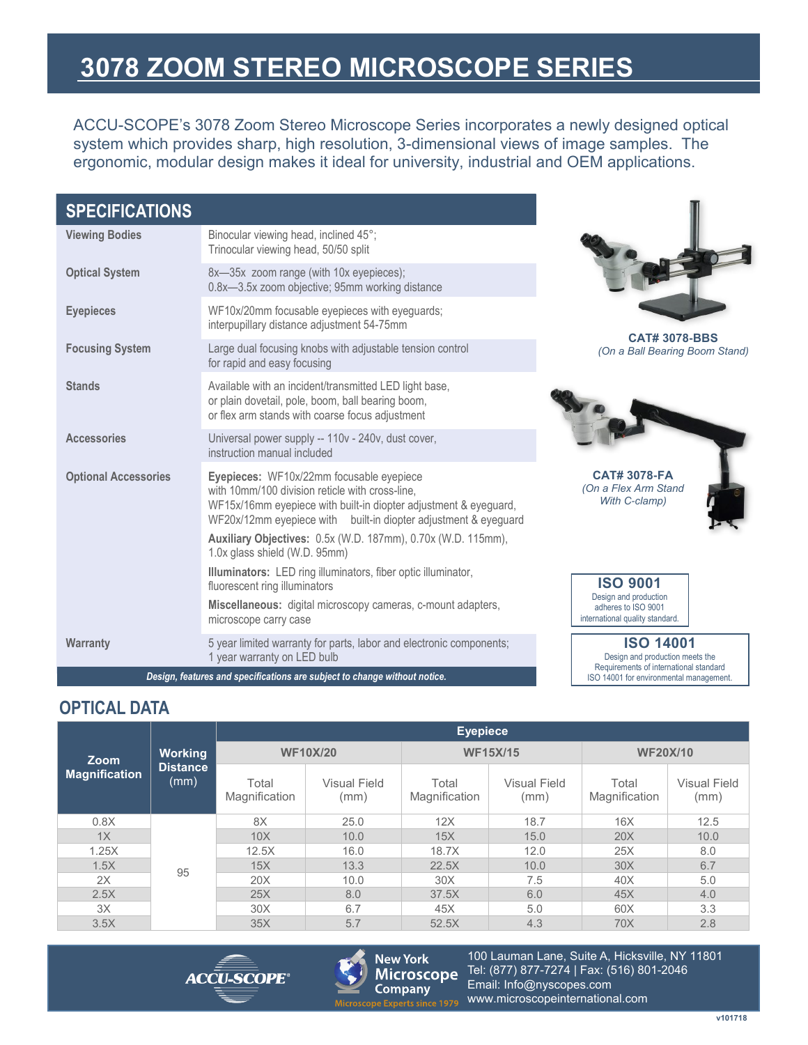# 3078 ZOOM STEREO MICROSCOPE SERIES

ACCU-SCOPE's 3078 Zoom Stereo Microscope Series incorporates a newly designed optical system which provides sharp, high resolution, 3-dimensional views of image samples. The ergonomic, modular design makes it ideal for university, industrial and OEM applications.

## SPECIFICATIONS

| | |
|---|---|
| **Viewing Bodies** | Binocular viewing head, inclined 45°; Trinocular viewing head, 50/50 split |
| **Optical System** | 8x—35x zoom range (with 10x eyepieces); 0.8x—3.5x zoom objective; 95mm working distance |
| **Eyepieces** | WF10x/20mm focusable eyepieces with eyeguards; interpupillary distance adjustment 54-75mm |
| **Focusing System** | Large dual focusing knobs with adjustable tension control for rapid and easy focusing |
| **Stands** | Available with an incident/transmitted LED light base, or plain dovetail, pole, boom, ball bearing boom, or flex arm stands with coarse focus adjustment |
| **Accessories** | Universal power supply -- 110v - 240v, dust cover, instruction manual included |
| **Optional Accessories** | **Eyepieces:** WF10x/22mm focusable eyepiece with 10mm/100 division reticle with cross-line, WF15x/16mm eyepiece with built-in diopter adjustment & eyeguard, WF20x/12mm eyepiece with built-in diopter adjustment & eyeguard<br>**Auxiliary Objectives:** 0.5x (W.D. 187mm), 0.70x (W.D. 115mm), 1.0x glass shield (W.D. 95mm)<br>**Illuminators:** LED ring illuminators, fiber optic illuminator, fluorescent ring illuminators<br>**Miscellaneous:** digital microscopy cameras, c-mount adapters, microscope carry case |
| **Warranty** | 5 year limited warranty for parts, labor and electronic components; 1 year warranty on LED bulb |

***Design, features and specifications are subject to change without notice.***

**CAT# 3078-BBS**
*(On a Ball Bearing Boom Stand)*

**CAT# 3078-FA**
*(On a Flex Arm Stand With C-clamp)*

**ISO 9001**
Design and production adheres to ISO 9001 international quality standard.

**ISO 14001**
Design and production meets the Requirements of international standard ISO 14001 for environmental management.

## OPTICAL DATA

| Zoom Magnification | Working Distance (mm) | Eyepiece | | | | | |
|---|---|---|---|---|---|---|---|
| | | WF10X/20 | | WF15X/15 | | WF20X/10 | |
| | | Total Magnification | Visual Field (mm) | Total Magnification | Visual Field (mm) | Total Magnification | Visual Field (mm) |
| 0.8X | 95 | 8X | 25.0 | 12X | 18.7 | 16X | 12.5 |
| 1X | | 10X | 10.0 | 15X | 15.0 | 20X | 10.0 |
| 1.25X | | 12.5X | 16.0 | 18.7X | 12.0 | 25X | 8.0 |
| 1.5X | | 15X | 13.3 | 22.5X | 10.0 | 30X | 6.7 |
| 2X | | 20X | 10.0 | 30X | 7.5 | 40X | 5.0 |
| 2.5X | | 25X | 8.0 | 37.5X | 6.0 | 45X | 4.0 |
| 3X | | 30X | 6.7 | 45X | 5.0 | 60X | 3.3 |
| 3.5X | | 35X | 5.7 | 52.5X | 4.3 | 70X | 2.8 |

ACCU-SCOPE®

New York Microscope Company
Microscope Experts since 1979

100 Lauman Lane, Suite A, Hicksville, NY 11801
Tel: (877) 877-7274 | Fax: (516) 801-2046
Email: Info@nyscopes.com
www.microscopeinternational.com

v101718